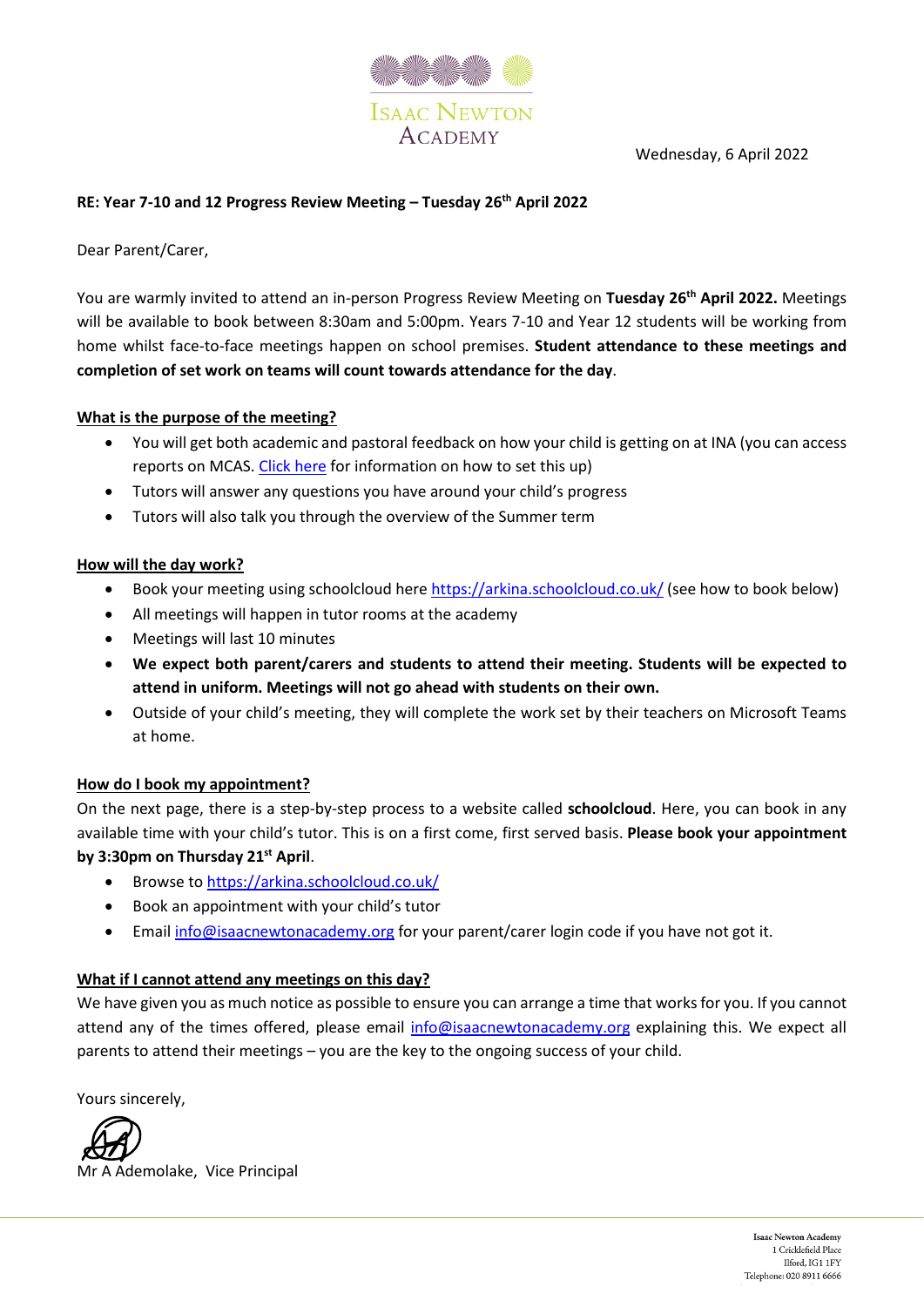Isaac Newton Academy

Wednesday, 6 April 2022

**RE: Year 7-10 and 12 Progress Review Meeting – Tuesday 26th April 2022**

Dear Parent/Carer,

You are warmly invited to attend an in-person Progress Review Meeting on **Tuesday 26th April 2022.** Meetings will be available to book between 8:30am and 5:00pm. Years 7-10 and Year 12 students will be working from home whilst face-to-face meetings happen on school premises. **Student attendance to these meetings and completion of set work on teams will count towards attendance for the day**.

**What is the purpose of the meeting?**

- You will get both academic and pastoral feedback on how your child is getting on at INA (you can access reports on MCAS. Click here for information on how to set this up)
- Tutors will answer any questions you have around your child's progress
- Tutors will also talk you through the overview of the Summer term

**How will the day work?**

- Book your meeting using schoolcloud here https://arkina.schoolcloud.co.uk/ (see how to book below)
- All meetings will happen in tutor rooms at the academy
- Meetings will last 10 minutes
- **We expect both parent/carers and students to attend their meeting. Students will be expected to attend in uniform. Meetings will not go ahead with students on their own.**
- Outside of your child's meeting, they will complete the work set by their teachers on Microsoft Teams at home.

**How do I book my appointment?**

On the next page, there is a step-by-step process to a website called **schoolcloud**. Here, you can book in any available time with your child's tutor. This is on a first come, first served basis. **Please book your appointment by 3:30pm on Thursday 21st April**.

- Browse to https://arkina.schoolcloud.co.uk/
- Book an appointment with your child's tutor
- Email info@isaacnewtonacademy.org for your parent/carer login code if you have not got it.

**What if I cannot attend any meetings on this day?**

We have given you as much notice as possible to ensure you can arrange a time that works for you. If you cannot attend any of the times offered, please email info@isaacnewtonacademy.org explaining this. We expect all parents to attend their meetings – you are the key to the ongoing success of your child.

Yours sincerely,

Mr A Ademolake, Vice Principal

Isaac Newton Academy
1 Cricklefield Place
Ilford, IG1 1FY
Telephone: 020 8911 6666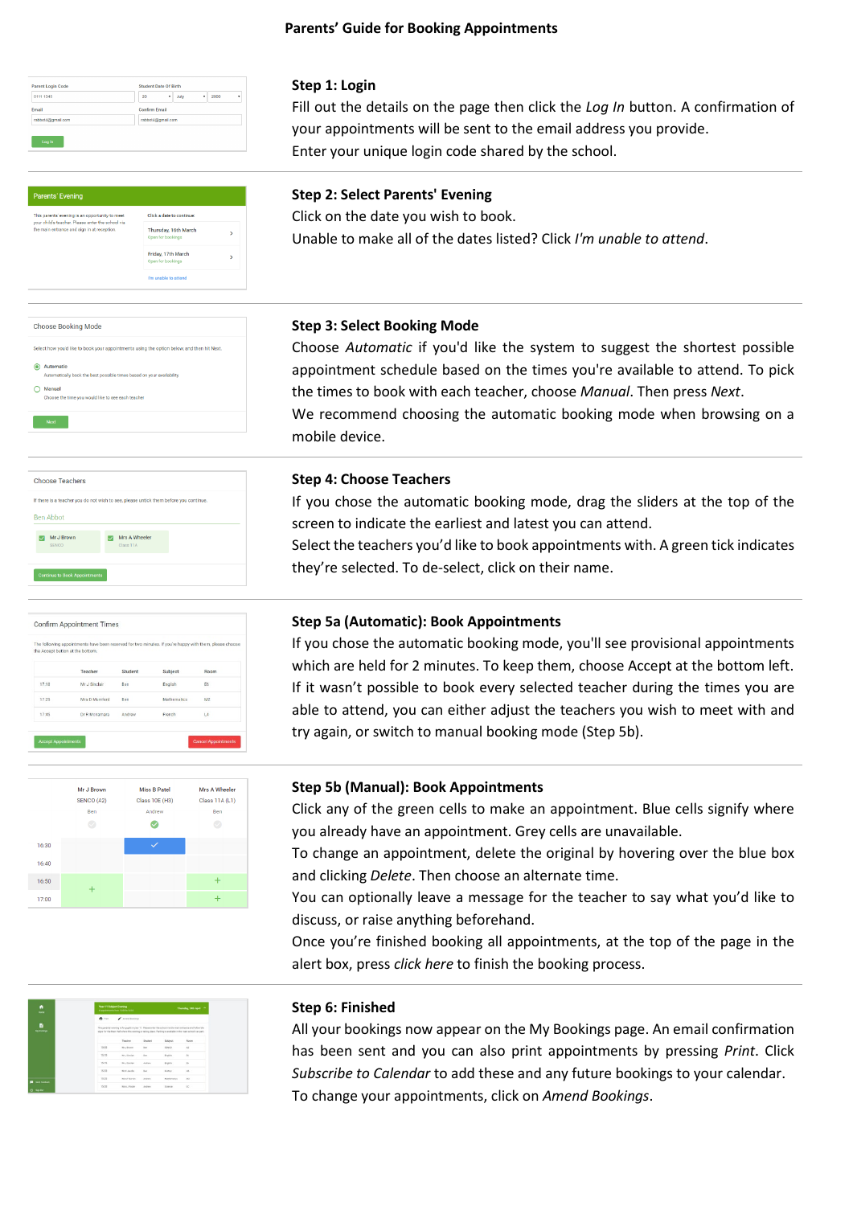# Parents' Guide for Booking Appointments

### Step 1: Login

Fill out the details on the page then click the *Log In* button. A confirmation of your appointments will be sent to the email address you provide.

Enter your unique login code shared by the school.

### Step 2: Select Parents' Evening

Click on the date you wish to book.

Unable to make all of the dates listed? Click *I'm unable to attend*.

### Step 3: Select Booking Mode

Choose *Automatic* if you'd like the system to suggest the shortest possible appointment schedule based on the times you're available to attend. To pick the times to book with each teacher, choose *Manual*. Then press *Next*.

We recommend choosing the automatic booking mode when browsing on a mobile device.

### Step 4: Choose Teachers

If you chose the automatic booking mode, drag the sliders at the top of the screen to indicate the earliest and latest you can attend.

Select the teachers you'd like to book appointments with. A green tick indicates they're selected. To de-select, click on their name.

### Step 5a (Automatic): Book Appointments

If you chose the automatic booking mode, you'll see provisional appointments which are held for 2 minutes. To keep them, choose Accept at the bottom left.

If it wasn't possible to book every selected teacher during the times you are able to attend, you can either adjust the teachers you wish to meet with and try again, or switch to manual booking mode (Step 5b).

### Step 5b (Manual): Book Appointments

Click any of the green cells to make an appointment. Blue cells signify where you already have an appointment. Grey cells are unavailable.

To change an appointment, delete the original by hovering over the blue box and clicking *Delete*. Then choose an alternate time.

You can optionally leave a message for the teacher to say what you'd like to discuss, or raise anything beforehand.

Once you're finished booking all appointments, at the top of the page in the alert box, press *click here* to finish the booking process.

### Step 6: Finished

All your bookings now appear on the My Bookings page. An email confirmation has been sent and you can also print appointments by pressing *Print*. Click *Subscribe to Calendar* to add these and any future bookings to your calendar.

To change your appointments, click on *Amend Bookings*.